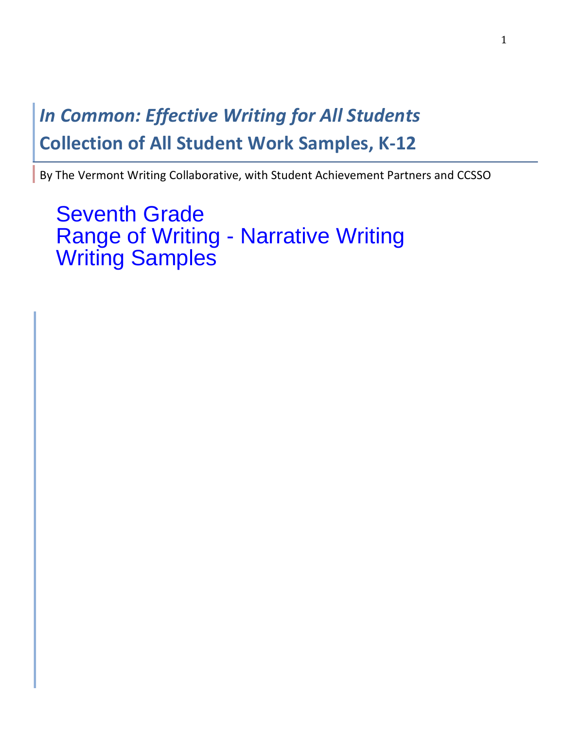# *In Common: Effective Writing for All Students*

## Collection of All Student Work Samples, K-12

By The Vermont Writing Collaborative, with Student Achievement Partners and CCSSO

Seventh Grade
Range of Writing - Narrative Writing
Writing Samples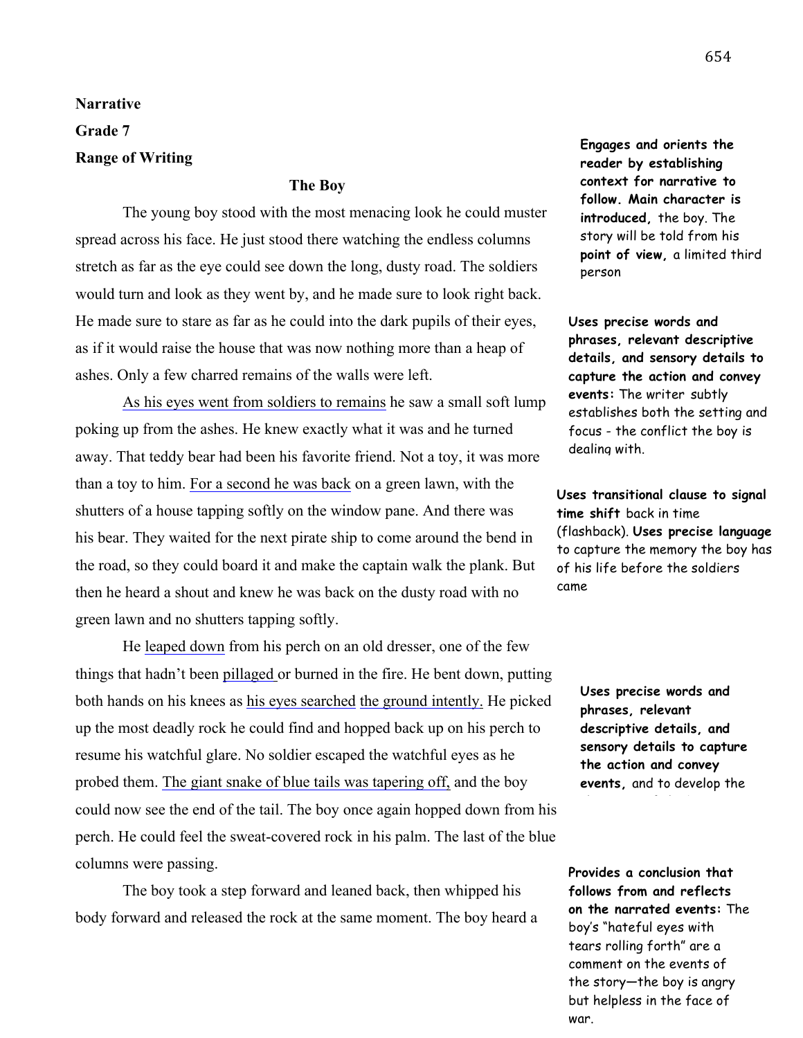**Narrative**

**Grade 7**

**Range of Writing**

**The Boy**

The young boy stood with the most menacing look he could muster spread across his face. He just stood there watching the endless columns stretch as far as the eye could see down the long, dusty road. The soldiers would turn and look as they went by, and he made sure to look right back. He made sure to stare as far as he could into the dark pupils of their eyes, as if it would raise the house that was now nothing more than a heap of ashes. Only a few charred remains of the walls were left.

**Engages and orients the reader by establishing context for narrative to follow. Main character is introduced,** the boy. The story will be told from his **point of view,** a limited third person

**Uses precise words and phrases, relevant descriptive details, and sensory details to capture the action and convey events:** The writer subtly establishes both the setting and focus - the conflict the boy is dealing with.

As his eyes went from soldiers to remains he saw a small soft lump poking up from the ashes. He knew exactly what it was and he turned away. That teddy bear had been his favorite friend. Not a toy, it was more than a toy to him. For a second he was back on a green lawn, with the shutters of a house tapping softly on the window pane. And there was his bear. They waited for the next pirate ship to come around the bend in the road, so they could board it and make the captain walk the plank. But then he heard a shout and knew he was back on the dusty road with no green lawn and no shutters tapping softly.

**Uses transitional clause to signal time shift** back in time (flashback). **Uses precise language** to capture the memory the boy has of his life before the soldiers came

He leaped down from his perch on an old dresser, one of the few things that hadn't been pillaged or burned in the fire. He bent down, putting both hands on his knees as his eyes searched the ground intently. He picked up the most deadly rock he could find and hopped back up on his perch to resume his watchful glare. No soldier escaped the watchful eyes as he probed them. The giant snake of blue tails was tapering off, and the boy could now see the end of the tail. The boy once again hopped down from his perch. He could feel the sweat-covered rock in his palm. The last of the blue columns were passing.

**Uses precise words and phrases, relevant descriptive details, and sensory details to capture the action and convey events,** and to develop the

The boy took a step forward and leaned back, then whipped his body forward and released the rock at the same moment. The boy heard a

**Provides a conclusion that follows from and reflects on the narrated events:** The boy's "hateful eyes with tears rolling forth" are a comment on the events of the story—the boy is angry but helpless in the face of war.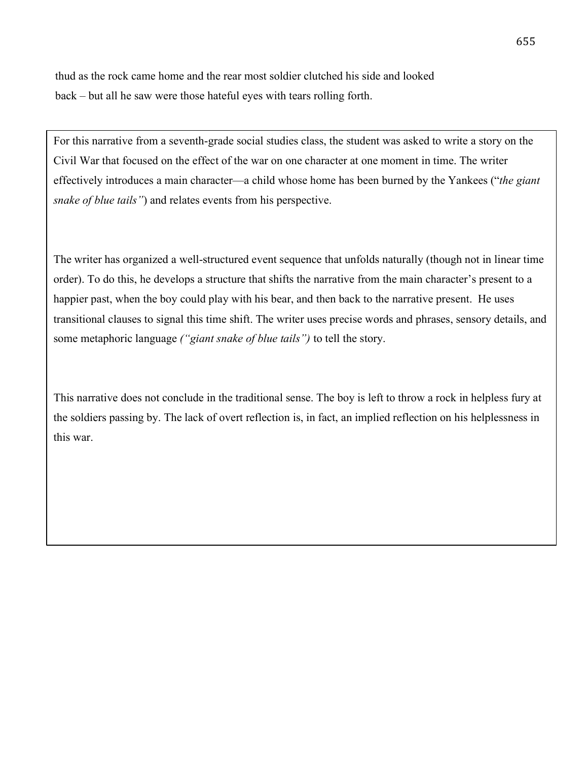thud as the rock came home and the rear most soldier clutched his side and looked back – but all he saw were those hateful eyes with tears rolling forth.

For this narrative from a seventh-grade social studies class, the student was asked to write a story on the Civil War that focused on the effect of the war on one character at one moment in time. The writer effectively introduces a main character—a child whose home has been burned by the Yankees ("*the giant snake of blue tails"*) and relates events from his perspective.

The writer has organized a well-structured event sequence that unfolds naturally (though not in linear time order). To do this, he develops a structure that shifts the narrative from the main character's present to a happier past, when the boy could play with his bear, and then back to the narrative present. He uses transitional clauses to signal this time shift. The writer uses precise words and phrases, sensory details, and some metaphoric language *("giant snake of blue tails")* to tell the story.

This narrative does not conclude in the traditional sense. The boy is left to throw a rock in helpless fury at the soldiers passing by. The lack of overt reflection is, in fact, an implied reflection on his helplessness in this war.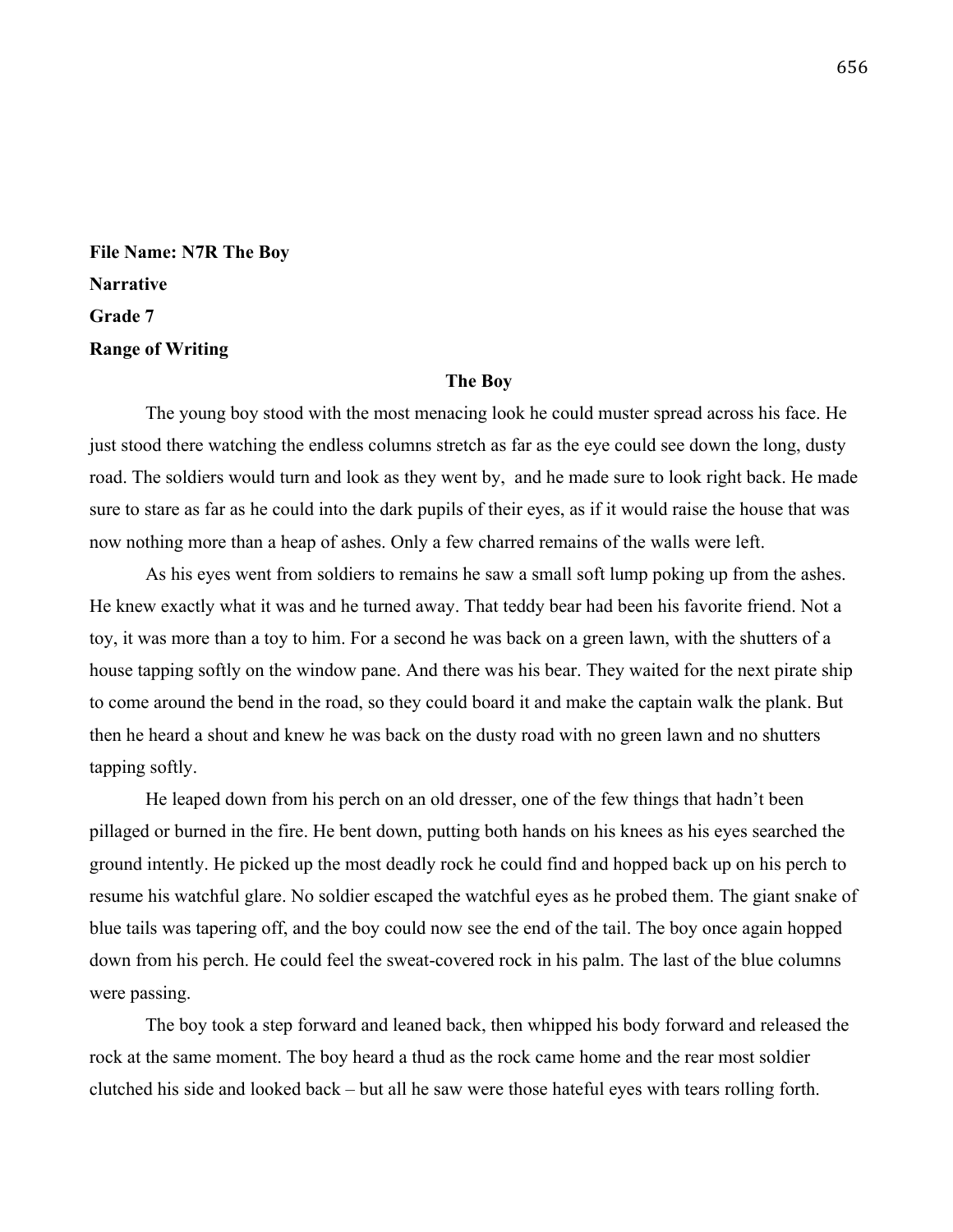**File Name: N7R The Boy**

**Narrative**

**Grade 7**

**Range of Writing**

## The Boy

The young boy stood with the most menacing look he could muster spread across his face. He just stood there watching the endless columns stretch as far as the eye could see down the long, dusty road. The soldiers would turn and look as they went by, and he made sure to look right back. He made sure to stare as far as he could into the dark pupils of their eyes, as if it would raise the house that was now nothing more than a heap of ashes. Only a few charred remains of the walls were left.

As his eyes went from soldiers to remains he saw a small soft lump poking up from the ashes. He knew exactly what it was and he turned away. That teddy bear had been his favorite friend. Not a toy, it was more than a toy to him. For a second he was back on a green lawn, with the shutters of a house tapping softly on the window pane. And there was his bear. They waited for the next pirate ship to come around the bend in the road, so they could board it and make the captain walk the plank. But then he heard a shout and knew he was back on the dusty road with no green lawn and no shutters tapping softly.

He leaped down from his perch on an old dresser, one of the few things that hadn't been pillaged or burned in the fire. He bent down, putting both hands on his knees as his eyes searched the ground intently. He picked up the most deadly rock he could find and hopped back up on his perch to resume his watchful glare. No soldier escaped the watchful eyes as he probed them. The giant snake of blue tails was tapering off, and the boy could now see the end of the tail. The boy once again hopped down from his perch. He could feel the sweat-covered rock in his palm. The last of the blue columns were passing.

The boy took a step forward and leaned back, then whipped his body forward and released the rock at the same moment. The boy heard a thud as the rock came home and the rear most soldier clutched his side and looked back – but all he saw were those hateful eyes with tears rolling forth.